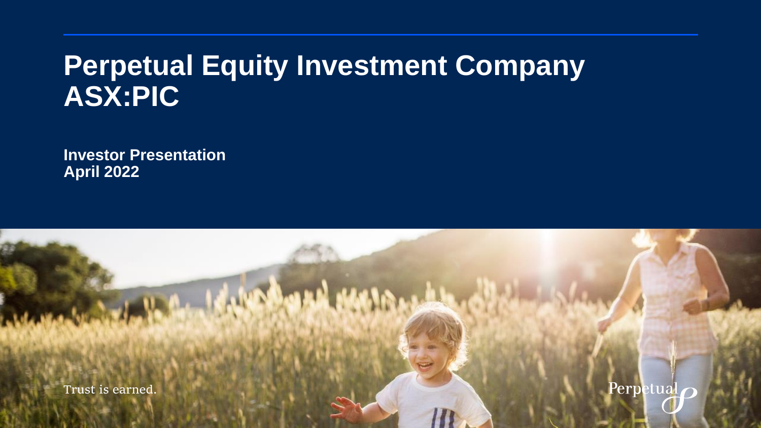# Perpetual Equity Investment Company ASX:PIC

**Investor Presentation**
**April 2022**

Trust is earned.

Perpetual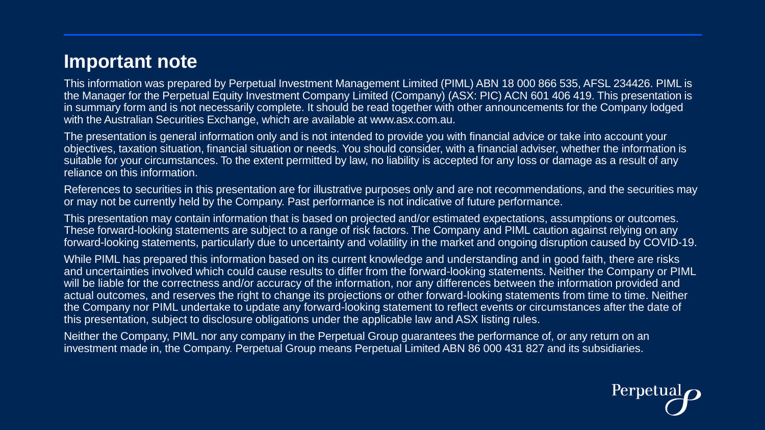## Important note

This information was prepared by Perpetual Investment Management Limited (PIML) ABN 18 000 866 535, AFSL 234426. PIML is the Manager for the Perpetual Equity Investment Company Limited (Company) (ASX: PIC) ACN 601 406 419. This presentation is in summary form and is not necessarily complete. It should be read together with other announcements for the Company lodged with the Australian Securities Exchange, which are available at www.asx.com.au.

The presentation is general information only and is not intended to provide you with financial advice or take into account your objectives, taxation situation, financial situation or needs. You should consider, with a financial adviser, whether the information is suitable for your circumstances. To the extent permitted by law, no liability is accepted for any loss or damage as a result of any reliance on this information.

References to securities in this presentation are for illustrative purposes only and are not recommendations, and the securities may or may not be currently held by the Company. Past performance is not indicative of future performance.

This presentation may contain information that is based on projected and/or estimated expectations, assumptions or outcomes. These forward-looking statements are subject to a range of risk factors. The Company and PIML caution against relying on any forward-looking statements, particularly due to uncertainty and volatility in the market and ongoing disruption caused by COVID-19.

While PIML has prepared this information based on its current knowledge and understanding and in good faith, there are risks and uncertainties involved which could cause results to differ from the forward-looking statements. Neither the Company or PIML will be liable for the correctness and/or accuracy of the information, nor any differences between the information provided and actual outcomes, and reserves the right to change its projections or other forward-looking statements from time to time. Neither the Company nor PIML undertake to update any forward-looking statement to reflect events or circumstances after the date of this presentation, subject to disclosure obligations under the applicable law and ASX listing rules.

Neither the Company, PIML nor any company in the Perpetual Group guarantees the performance of, or any return on an investment made in, the Company. Perpetual Group means Perpetual Limited ABN 86 000 431 827 and its subsidiaries.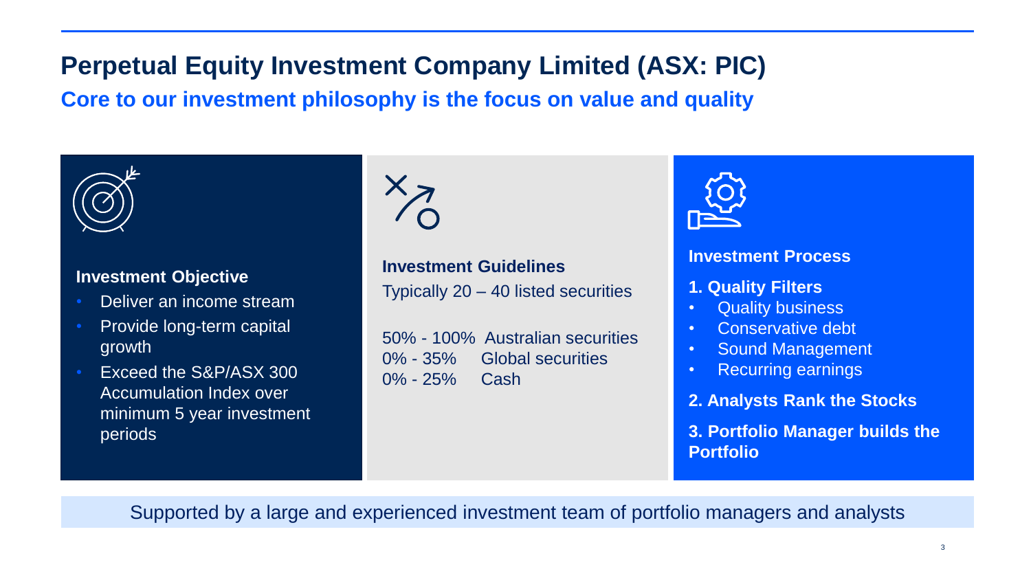# Perpetual Equity Investment Company Limited (ASX: PIC)

## Core to our investment philosophy is the focus on value and quality

### Investment Objective

- Deliver an income stream
- Provide long-term capital growth
- Exceed the S&P/ASX 300 Accumulation Index over minimum 5 year investment periods

### Investment Guidelines

Typically 20 – 40 listed securities

| | |
|---|---|
| 50% - 100% | Australian securities |
| 0% - 35% | Global securities |
| 0% - 25% | Cash |

### Investment Process

**1. Quality Filters**

- Quality business
- Conservative debt
- Sound Management
- Recurring earnings

**2. Analysts Rank the Stocks**

**3. Portfolio Manager builds the Portfolio**

Supported by a large and experienced investment team of portfolio managers and analysts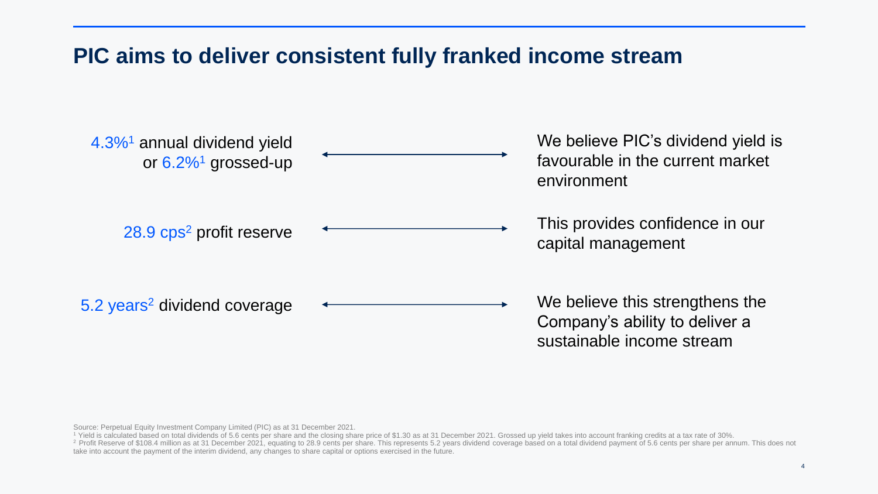## PIC aims to deliver consistent fully franked income stream

4.3%[1] annual dividend yield or 6.2%[1] grossed-up ↔ We believe PIC's dividend yield is favourable in the current market environment

28.9 cps[2] profit reserve ↔ This provides confidence in our capital management

5.2 years[2] dividend coverage ↔ We believe this strengthens the Company's ability to deliver a sustainable income stream

Source: Perpetual Equity Investment Company Limited (PIC) as at 31 December 2021.

[1] Yield is calculated based on total dividends of 5.6 cents per share and the closing share price of $1.30 as at 31 December 2021. Grossed up yield takes into account franking credits at a tax rate of 30%.

[2] Profit Reserve of $108.4 million as at 31 December 2021, equating to 28.9 cents per share. This represents 5.2 years dividend coverage based on a total dividend payment of 5.6 cents per share per annum. This does not take into account the payment of the interim dividend, any changes to share capital or options exercised in the future.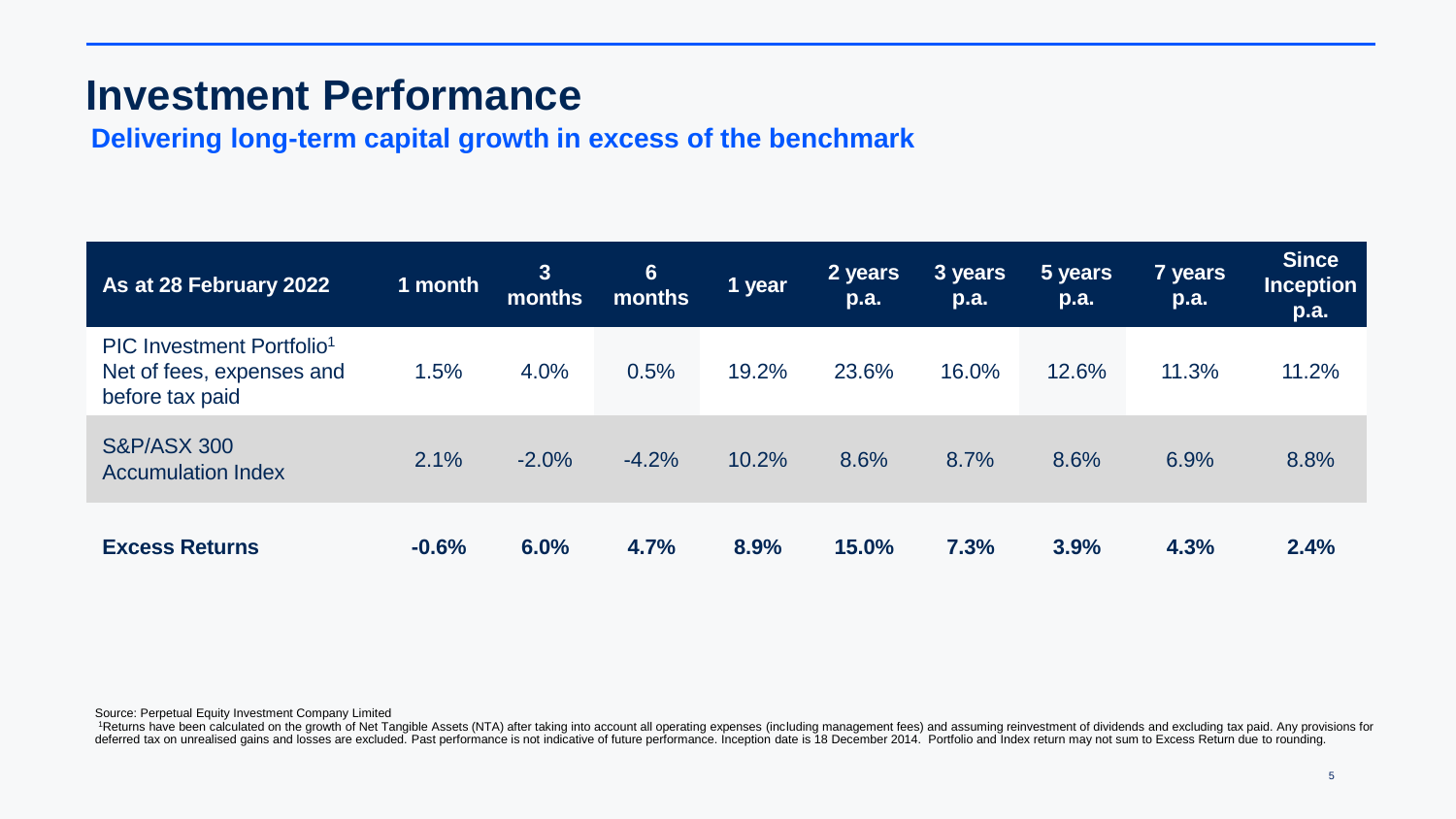# Investment Performance

## Delivering long-term capital growth in excess of the benchmark

| As at 28 February 2022 | 1 month | 3 months | 6 months | 1 year | 2 years p.a. | 3 years p.a. | 5 years p.a. | 7 years p.a. | Since Inception p.a. |
|---|---|---|---|---|---|---|---|---|---|
| PIC Investment Portfolio[1] Net of fees, expenses and before tax paid | 1.5% | 4.0% | 0.5% | 19.2% | 23.6% | 16.0% | 12.6% | 11.3% | 11.2% |
| S&P/ASX 300 Accumulation Index | 2.1% | -2.0% | -4.2% | 10.2% | 8.6% | 8.7% | 8.6% | 6.9% | 8.8% |
| **Excess Returns** | **-0.6%** | **6.0%** | **4.7%** | **8.9%** | **15.0%** | **7.3%** | **3.9%** | **4.3%** | **2.4%** |

Source: Perpetual Equity Investment Company Limited

[1]Returns have been calculated on the growth of Net Tangible Assets (NTA) after taking into account all operating expenses (including management fees) and assuming reinvestment of dividends and excluding tax paid. Any provisions for deferred tax on unrealised gains and losses are excluded. Past performance is not indicative of future performance. Inception date is 18 December 2014. Portfolio and Index return may not sum to Excess Return due to rounding.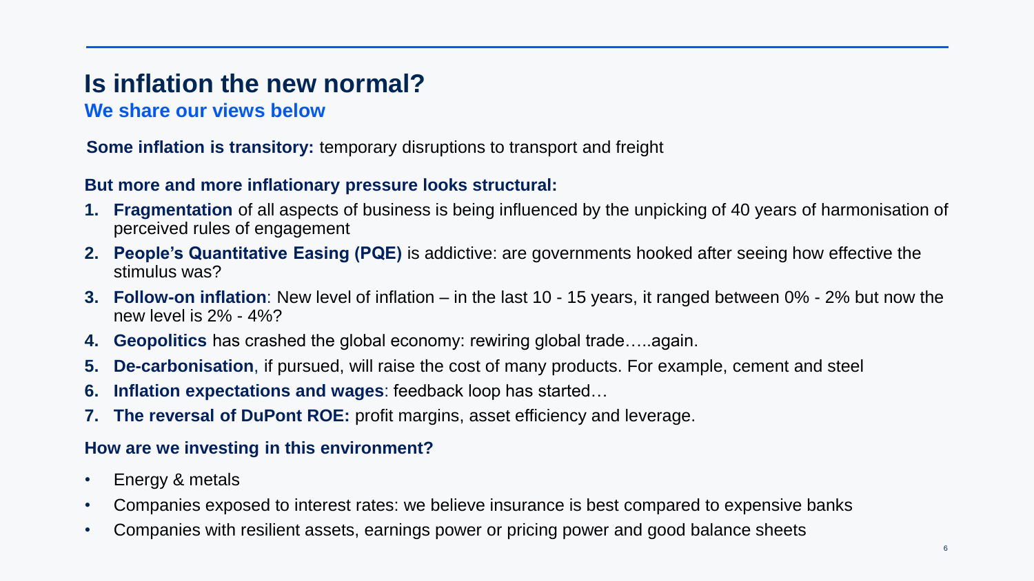# Is inflation the new normal?

## We share our views below

**Some inflation is transitory:** temporary disruptions to transport and freight

**But more and more inflationary pressure looks structural:**

1. **Fragmentation** of all aspects of business is being influenced by the unpicking of 40 years of harmonisation of perceived rules of engagement
2. **People's Quantitative Easing (PQE)** is addictive: are governments hooked after seeing how effective the stimulus was?
3. **Follow-on inflation**: New level of inflation – in the last 10 - 15 years, it ranged between 0% - 2% but now the new level is 2% - 4%?
4. **Geopolitics** has crashed the global economy: rewiring global trade…..again.
5. **De-carbonisation**, if pursued, will raise the cost of many products. For example, cement and steel
6. **Inflation expectations and wages**: feedback loop has started…
7. **The reversal of DuPont ROE:** profit margins, asset efficiency and leverage.

**How are we investing in this environment?**

- Energy & metals
- Companies exposed to interest rates: we believe insurance is best compared to expensive banks
- Companies with resilient assets, earnings power or pricing power and good balance sheets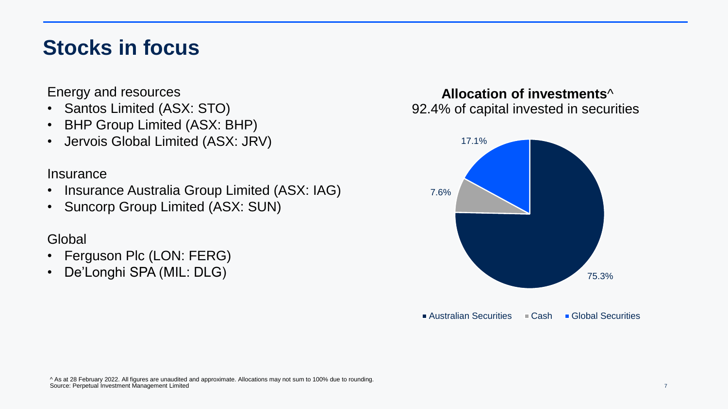# Stocks in focus

Energy and resources

- Santos Limited (ASX: STO)
- BHP Group Limited (ASX: BHP)
- Jervois Global Limited (ASX: JRV)

Insurance

- Insurance Australia Group Limited (ASX: IAG)
- Suncorp Group Limited (ASX: SUN)

Global

- Ferguson Plc (LON: FERG)
- De’Longhi SPA (MIL: DLG)

**Allocation of investments^**

92.4% of capital invested in securities

| Allocation | % |
| --- | --- |
| Australian Securities | 75.3% |
| Cash | 7.6% |
| Global Securities | 17.1% |

^ As at 28 February 2022. All figures are unaudited and approximate. Allocations may not sum to 100% due to rounding.
Source: Perpetual Investment Management Limited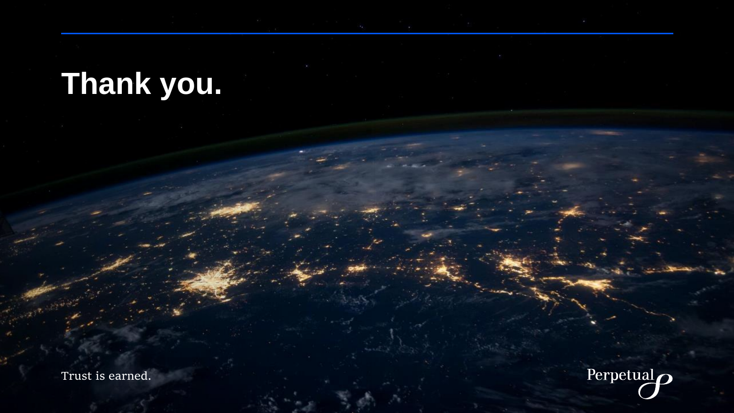# Thank you.

Trust is earned.

Perpetual